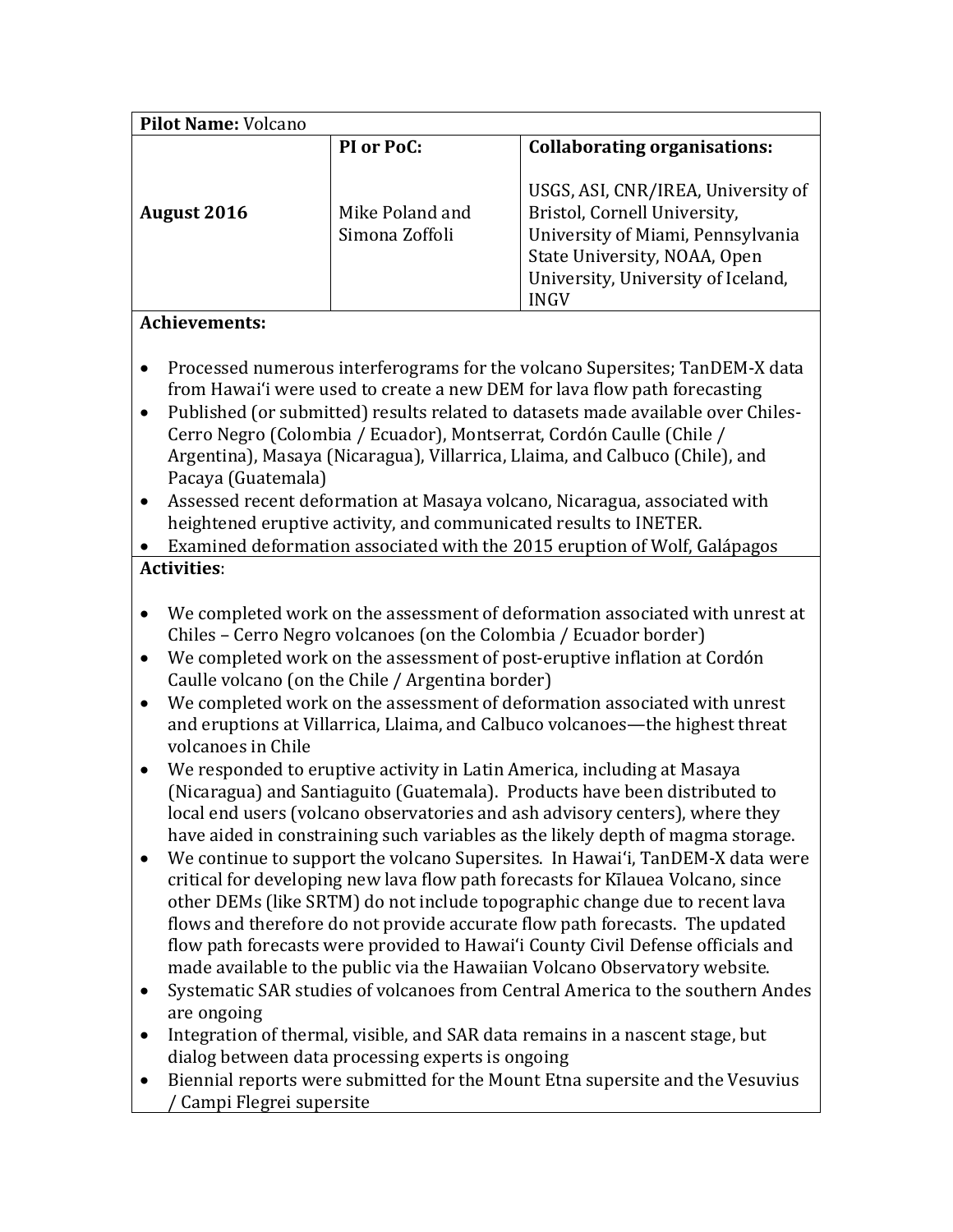| **Pilot Name:** Volcano | | |
| --- | --- | --- |
| **August 2016** | **PI or PoC:**<br><br>Mike Poland and Simona Zoffoli | **Collaborating organisations:**<br><br>USGS, ASI, CNR/IREA, University of Bristol, Cornell University, University of Miami, Pennsylvania State University, NOAA, Open University, University of Iceland, INGV |

**Achievements:**

- Processed numerous interferograms for the volcano Supersites; TanDEM-X data from Hawai'i were used to create a new DEM for lava flow path forecasting
- Published (or submitted) results related to datasets made available over Chiles-Cerro Negro (Colombia / Ecuador), Montserrat, Cordón Caulle (Chile / Argentina), Masaya (Nicaragua), Villarrica, Llaima, and Calbuco (Chile), and Pacaya (Guatemala)
- Assessed recent deformation at Masaya volcano, Nicaragua, associated with heightened eruptive activity, and communicated results to INETER.
- Examined deformation associated with the 2015 eruption of Wolf, Galápagos

**Activities**:

- We completed work on the assessment of deformation associated with unrest at Chiles – Cerro Negro volcanoes (on the Colombia / Ecuador border)
- We completed work on the assessment of post-eruptive inflation at Cordón Caulle volcano (on the Chile / Argentina border)
- We completed work on the assessment of deformation associated with unrest and eruptions at Villarrica, Llaima, and Calbuco volcanoes—the highest threat volcanoes in Chile
- We responded to eruptive activity in Latin America, including at Masaya (Nicaragua) and Santiaguito (Guatemala). Products have been distributed to local end users (volcano observatories and ash advisory centers), where they have aided in constraining such variables as the likely depth of magma storage.
- We continue to support the volcano Supersites. In Hawai'i, TanDEM-X data were critical for developing new lava flow path forecasts for Kīlauea Volcano, since other DEMs (like SRTM) do not include topographic change due to recent lava flows and therefore do not provide accurate flow path forecasts. The updated flow path forecasts were provided to Hawai'i County Civil Defense officials and made available to the public via the Hawaiian Volcano Observatory website.
- Systematic SAR studies of volcanoes from Central America to the southern Andes are ongoing
- Integration of thermal, visible, and SAR data remains in a nascent stage, but dialog between data processing experts is ongoing
- Biennial reports were submitted for the Mount Etna supersite and the Vesuvius / Campi Flegrei supersite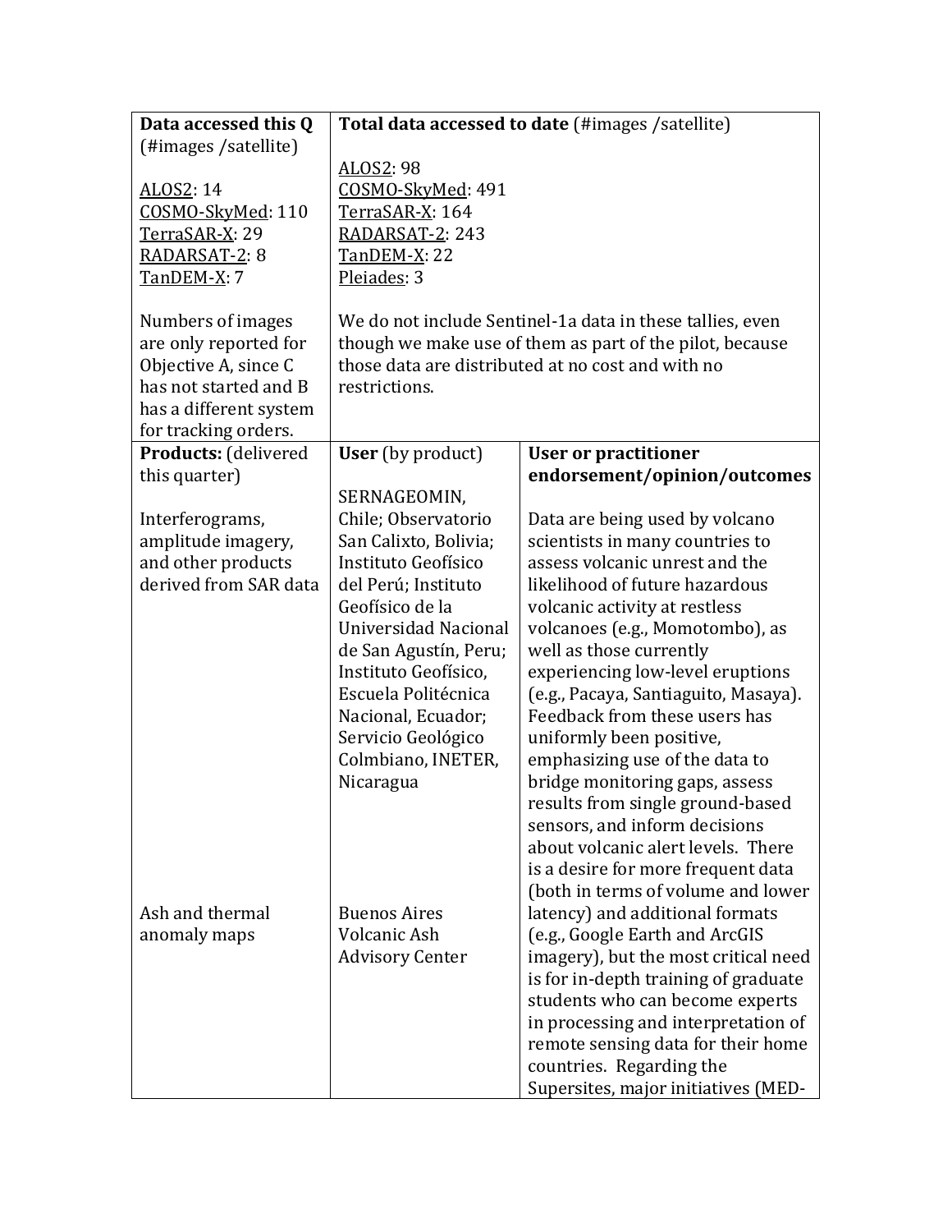| Data accessed this Q (#images /satellite) | Total data accessed to date (#images /satellite) | |
|---|---|---|
| **Data accessed this Q** (#images /satellite)<br><br>ALOS2: 14<br>COSMO-SkyMed: 110<br>TerraSAR-X: 29<br>RADARSAT-2: 8<br>TanDEM-X: 7<br><br>Numbers of images are only reported for Objective A, since C has not started and B has a different system for tracking orders. | **Total data accessed to date** (#images /satellite)<br><br>ALOS2: 98<br>COSMO-SkyMed: 491<br>TerraSAR-X: 164<br>RADARSAT-2: 243<br>TanDEM-X: 22<br>Pleiades: 3<br><br>We do not include Sentinel-1a data in these tallies, even though we make use of them as part of the pilot, because those data are distributed at no cost and with no restrictions. | |
| **Products:** (delivered this quarter) | **User** (by product) | **User or practitioner endorsement/opinion/outcomes** |
| Interferograms, amplitude imagery, and other products derived from SAR data | SERNAGEOMIN, Chile; Observatorio San Calixto, Bolivia; Instituto Geofísico del Perú; Instituto Geofísico de la Universidad Nacional de San Agustín, Peru; Instituto Geofísico, Escuela Politécnica Nacional, Ecuador; Servicio Geológico Colmbiano, INETER, Nicaragua | Data are being used by volcano scientists in many countries to assess volcanic unrest and the likelihood of future hazardous volcanic activity at restless volcanoes (e.g., Momotombo), as well as those currently experiencing low-level eruptions (e.g., Pacaya, Santiaguito, Masaya). Feedback from these users has uniformly been positive, emphasizing use of the data to bridge monitoring gaps, assess results from single ground-based sensors, and inform decisions about volcanic alert levels. There is a desire for more frequent data (both in terms of volume and lower latency) and additional formats (e.g., Google Earth and ArcGIS imagery), but the most critical need is for in-depth training of graduate students who can become experts in processing and interpretation of remote sensing data for their home countries. Regarding the Supersites, major initiatives (MED- |
| Ash and thermal anomaly maps | Buenos Aires Volcanic Ash Advisory Center | |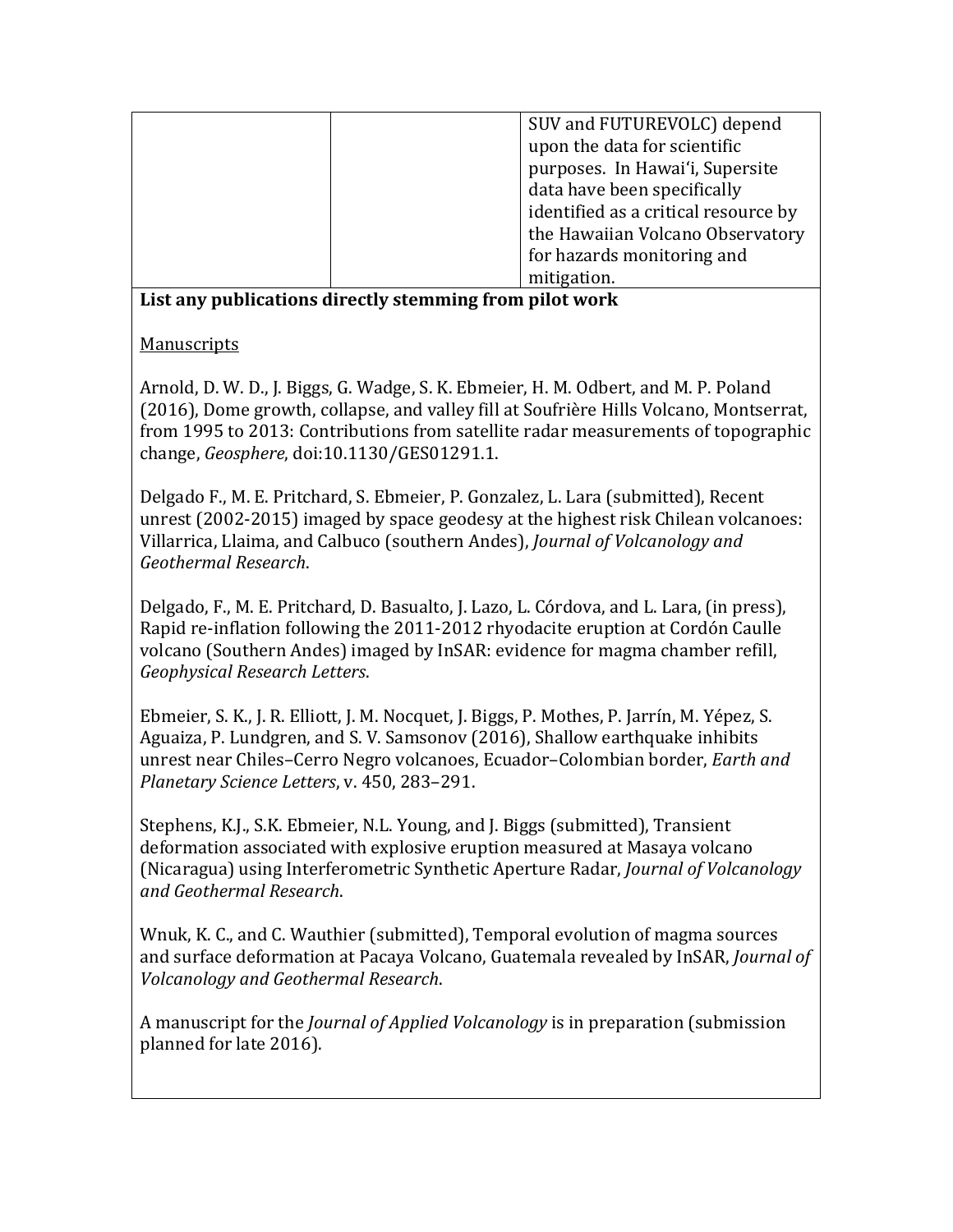| | | SUV and FUTUREVOLC) depend upon the data for scientific purposes. In Hawai'i, Supersite data have been specifically identified as a critical resource by the Hawaiian Volcano Observatory for hazards monitoring and mitigation. |
|---|---|---|

**List any publications directly stemming from pilot work**

Manuscripts

Arnold, D. W. D., J. Biggs, G. Wadge, S. K. Ebmeier, H. M. Odbert, and M. P. Poland (2016), Dome growth, collapse, and valley fill at Soufrière Hills Volcano, Montserrat, from 1995 to 2013: Contributions from satellite radar measurements of topographic change, *Geosphere*, doi:10.1130/GES01291.1.

Delgado F., M. E. Pritchard, S. Ebmeier, P. Gonzalez, L. Lara (submitted), Recent unrest (2002-2015) imaged by space geodesy at the highest risk Chilean volcanoes: Villarrica, Llaima, and Calbuco (southern Andes), *Journal of Volcanology and Geothermal Research*.

Delgado, F., M. E. Pritchard, D. Basualto, J. Lazo, L. Córdova, and L. Lara, (in press), Rapid re-inflation following the 2011-2012 rhyodacite eruption at Cordón Caulle volcano (Southern Andes) imaged by InSAR: evidence for magma chamber refill, *Geophysical Research Letters*.

Ebmeier, S. K., J. R. Elliott, J. M. Nocquet, J. Biggs, P. Mothes, P. Jarrín, M. Yépez, S. Aguaiza, P. Lundgren, and S. V. Samsonov (2016), Shallow earthquake inhibits unrest near Chiles–Cerro Negro volcanoes, Ecuador–Colombian border, *Earth and Planetary Science Letters*, v. 450, 283–291.

Stephens, K.J., S.K. Ebmeier, N.L. Young, and J. Biggs (submitted), Transient deformation associated with explosive eruption measured at Masaya volcano (Nicaragua) using Interferometric Synthetic Aperture Radar, *Journal of Volcanology and Geothermal Research*.

Wnuk, K. C., and C. Wauthier (submitted), Temporal evolution of magma sources and surface deformation at Pacaya Volcano, Guatemala revealed by InSAR, *Journal of Volcanology and Geothermal Research*.

A manuscript for the *Journal of Applied Volcanology* is in preparation (submission planned for late 2016).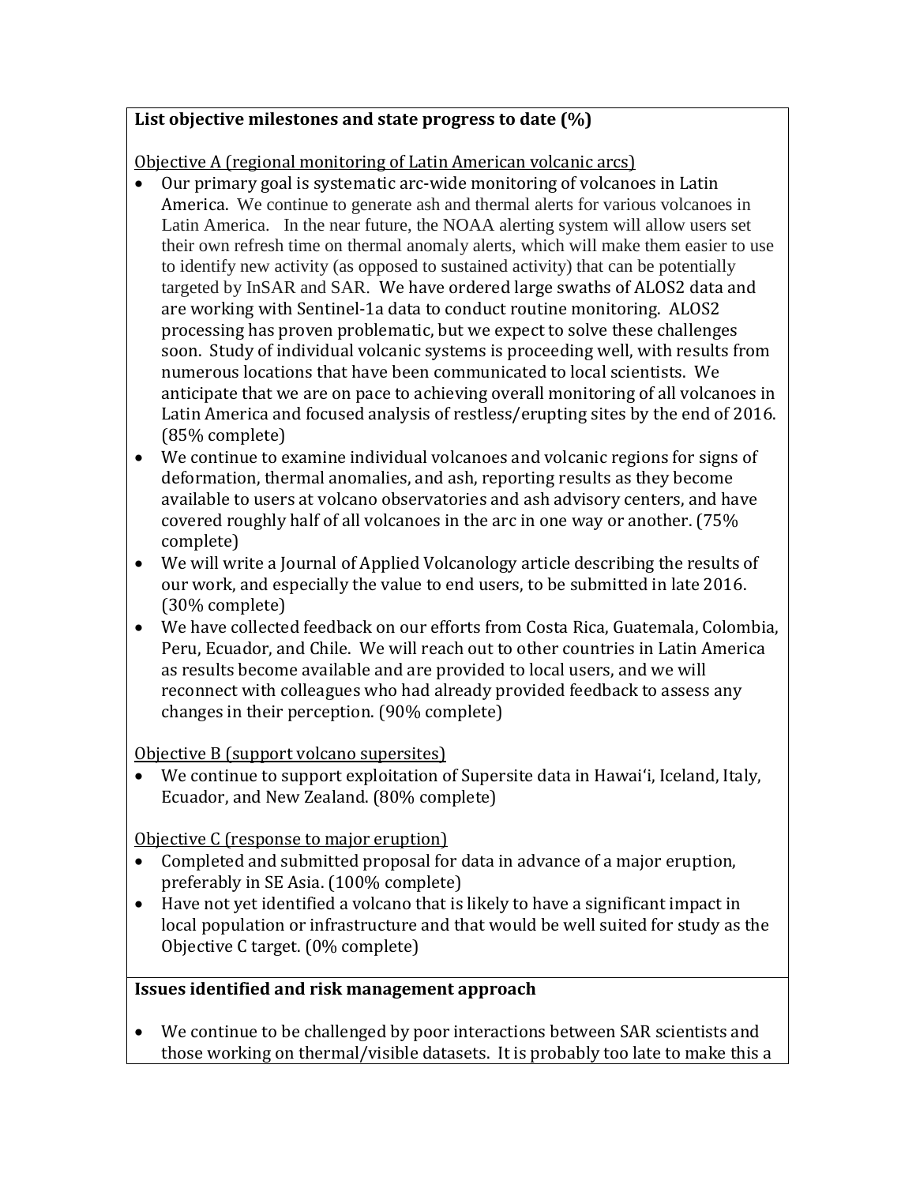**List objective milestones and state progress to date (%)**

Objective A (regional monitoring of Latin American volcanic arcs)

- Our primary goal is systematic arc-wide monitoring of volcanoes in Latin America. We continue to generate ash and thermal alerts for various volcanoes in Latin America. In the near future, the NOAA alerting system will allow users set their own refresh time on thermal anomaly alerts, which will make them easier to use to identify new activity (as opposed to sustained activity) that can be potentially targeted by InSAR and SAR. We have ordered large swaths of ALOS2 data and are working with Sentinel-1a data to conduct routine monitoring. ALOS2 processing has proven problematic, but we expect to solve these challenges soon. Study of individual volcanic systems is proceeding well, with results from numerous locations that have been communicated to local scientists. We anticipate that we are on pace to achieving overall monitoring of all volcanoes in Latin America and focused analysis of restless/erupting sites by the end of 2016. (85% complete)
- We continue to examine individual volcanoes and volcanic regions for signs of deformation, thermal anomalies, and ash, reporting results as they become available to users at volcano observatories and ash advisory centers, and have covered roughly half of all volcanoes in the arc in one way or another. (75% complete)
- We will write a Journal of Applied Volcanology article describing the results of our work, and especially the value to end users, to be submitted in late 2016. (30% complete)
- We have collected feedback on our efforts from Costa Rica, Guatemala, Colombia, Peru, Ecuador, and Chile. We will reach out to other countries in Latin America as results become available and are provided to local users, and we will reconnect with colleagues who had already provided feedback to assess any changes in their perception. (90% complete)

Objective B (support volcano supersites)

- We continue to support exploitation of Supersite data in Hawai'i, Iceland, Italy, Ecuador, and New Zealand. (80% complete)

Objective C (response to major eruption)

- Completed and submitted proposal for data in advance of a major eruption, preferably in SE Asia. (100% complete)
- Have not yet identified a volcano that is likely to have a significant impact in local population or infrastructure and that would be well suited for study as the Objective C target. (0% complete)

**Issues identified and risk management approach**

- We continue to be challenged by poor interactions between SAR scientists and those working on thermal/visible datasets. It is probably too late to make this a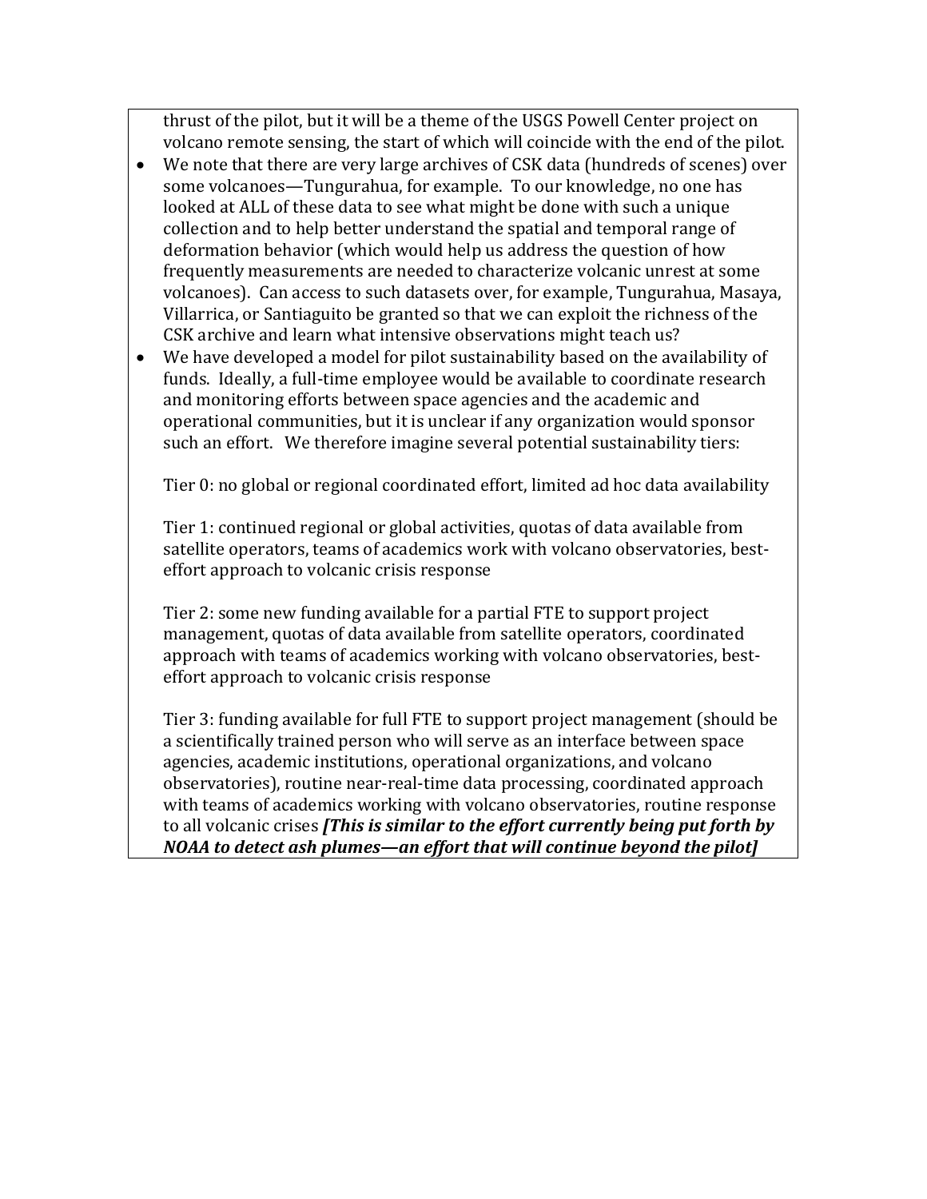thrust of the pilot, but it will be a theme of the USGS Powell Center project on volcano remote sensing, the start of which will coincide with the end of the pilot.

- We note that there are very large archives of CSK data (hundreds of scenes) over some volcanoes—Tungurahua, for example. To our knowledge, no one has looked at ALL of these data to see what might be done with such a unique collection and to help better understand the spatial and temporal range of deformation behavior (which would help us address the question of how frequently measurements are needed to characterize volcanic unrest at some volcanoes). Can access to such datasets over, for example, Tungurahua, Masaya, Villarrica, or Santiaguito be granted so that we can exploit the richness of the CSK archive and learn what intensive observations might teach us?
- We have developed a model for pilot sustainability based on the availability of funds. Ideally, a full-time employee would be available to coordinate research and monitoring efforts between space agencies and the academic and operational communities, but it is unclear if any organization would sponsor such an effort. We therefore imagine several potential sustainability tiers:

  Tier 0: no global or regional coordinated effort, limited ad hoc data availability

  Tier 1: continued regional or global activities, quotas of data available from satellite operators, teams of academics work with volcano observatories, best-effort approach to volcanic crisis response

  Tier 2: some new funding available for a partial FTE to support project management, quotas of data available from satellite operators, coordinated approach with teams of academics working with volcano observatories, best-effort approach to volcanic crisis response

  Tier 3: funding available for full FTE to support project management (should be a scientifically trained person who will serve as an interface between space agencies, academic institutions, operational organizations, and volcano observatories), routine near-real-time data processing, coordinated approach with teams of academics working with volcano observatories, routine response to all volcanic crises ***[This is similar to the effort currently being put forth by NOAA to detect ash plumes—an effort that will continue beyond the pilot]***